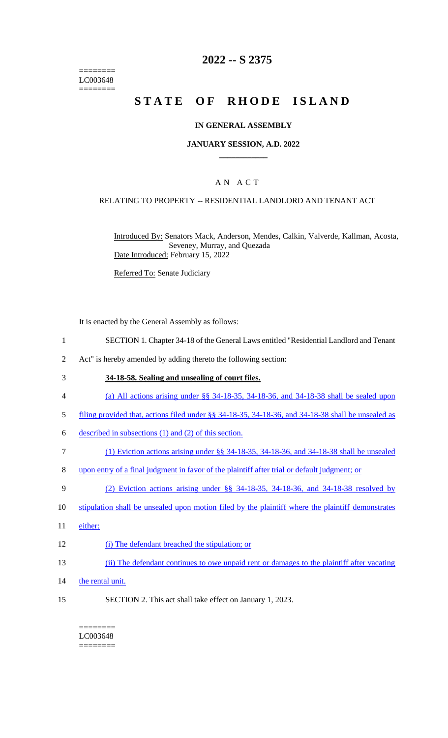========
LC003648
========

# 2022 -- S 2375

# STATE OF RHODE ISLAND

## IN GENERAL ASSEMBLY

### JANUARY SESSION, A.D. 2022

## A N A C T

### RELATING TO PROPERTY -- RESIDENTIAL LANDLORD AND TENANT ACT

Introduced By: Senators Mack, Anderson, Mendes, Calkin, Valverde, Kallman, Acosta, Seveney, Murray, and Quezada

Date Introduced: February 15, 2022

Referred To: Senate Judiciary

It is enacted by the General Assembly as follows:

1 SECTION 1. Chapter 34-18 of the General Laws entitled "Residential Landlord and Tenant
2 Act" is hereby amended by adding thereto the following section:

3 **34-18-58. Sealing and unsealing of court files.**

4 (a) All actions arising under §§ 34-18-35, 34-18-36, and 34-18-38 shall be sealed upon
5 filing provided that, actions filed under §§ 34-18-35, 34-18-36, and 34-18-38 shall be unsealed as
6 described in subsections (1) and (2) of this section.

7 (1) Eviction actions arising under §§ 34-18-35, 34-18-36, and 34-18-38 shall be unsealed
8 upon entry of a final judgment in favor of the plaintiff after trial or default judgment; or

9 (2) Eviction actions arising under §§ 34-18-35, 34-18-36, and 34-18-38 resolved by
10 stipulation shall be unsealed upon motion filed by the plaintiff where the plaintiff demonstrates
11 either:

12 (i) The defendant breached the stipulation; or

13 (ii) The defendant continues to owe unpaid rent or damages to the plaintiff after vacating
14 the rental unit.

15 SECTION 2. This act shall take effect on January 1, 2023.

========
LC003648
========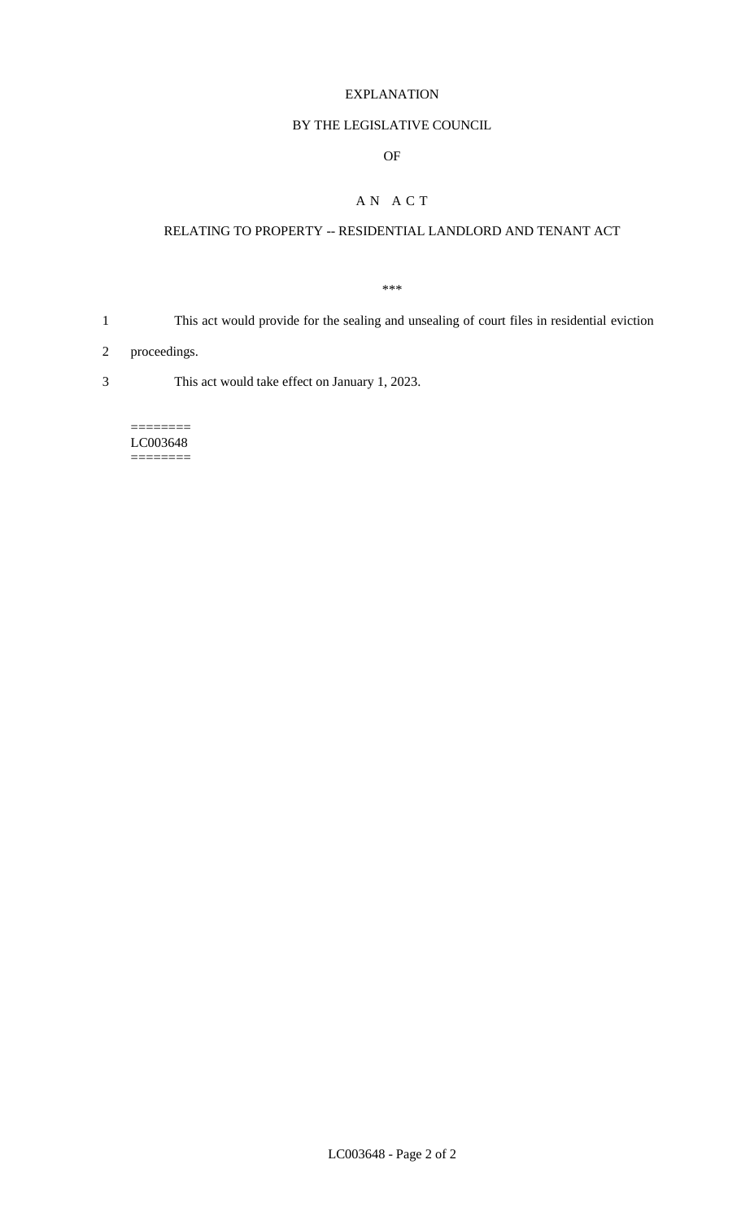EXPLANATION

BY THE LEGISLATIVE COUNCIL

OF

A N A C T

RELATING TO PROPERTY -- RESIDENTIAL LANDLORD AND TENANT ACT

***

1 This act would provide for the sealing and unsealing of court files in residential eviction

2 proceedings.

3 This act would take effect on January 1, 2023.

========
LC003648
========